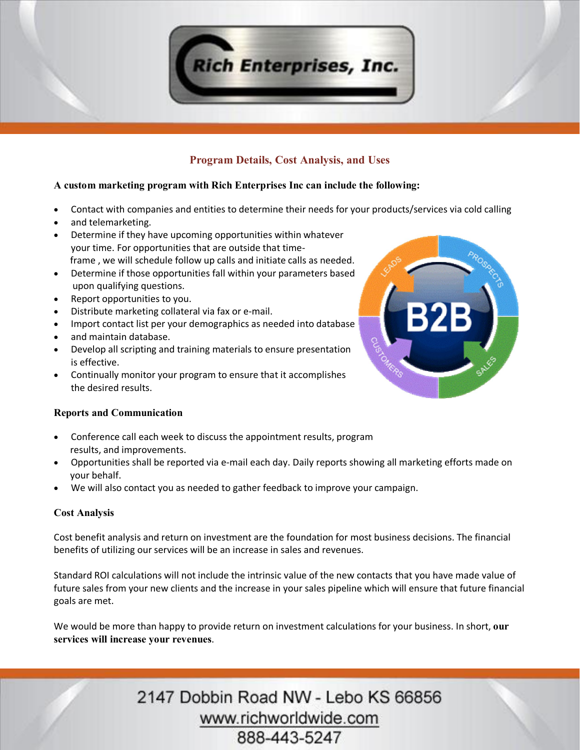# Rich Enterprises, Inc.

## Program Details, Cost Analysis, and Uses

**A custom marketing program with Rich Enterprises Inc can include the following:**

- Contact with companies and entities to determine their needs for your products/services via cold calling
- and telemarketing.
- Determine if they have upcoming opportunities within whatever your time. For opportunities that are outside that time-frame , we will schedule follow up calls and initiate calls as needed.
- Determine if those opportunities fall within your parameters based upon qualifying questions.
- Report opportunities to you.
- Distribute marketing collateral via fax or e-mail.
- Import contact list per your demographics as needed into database
- and maintain database.
- Develop all scripting and training materials to ensure presentation is effective.
- Continually monitor your program to ensure that it accomplishes the desired results.

### Reports and Communication

- Conference call each week to discuss the appointment results, program results, and improvements.
- Opportunities shall be reported via e-mail each day. Daily reports showing all marketing efforts made on your behalf.
- We will also contact you as needed to gather feedback to improve your campaign.

### Cost Analysis

Cost benefit analysis and return on investment are the foundation for most business decisions. The financial benefits of utilizing our services will be an increase in sales and revenues.

Standard ROI calculations will not include the intrinsic value of the new contacts that you have made value of future sales from your new clients and the increase in your sales pipeline which will ensure that future financial goals are met.

We would be more than happy to provide return on investment calculations for your business. In short, **our services will increase your revenues**.

2147 Dobbin Road NW - Lebo KS 66856
www.richworldwide.com
888-443-5247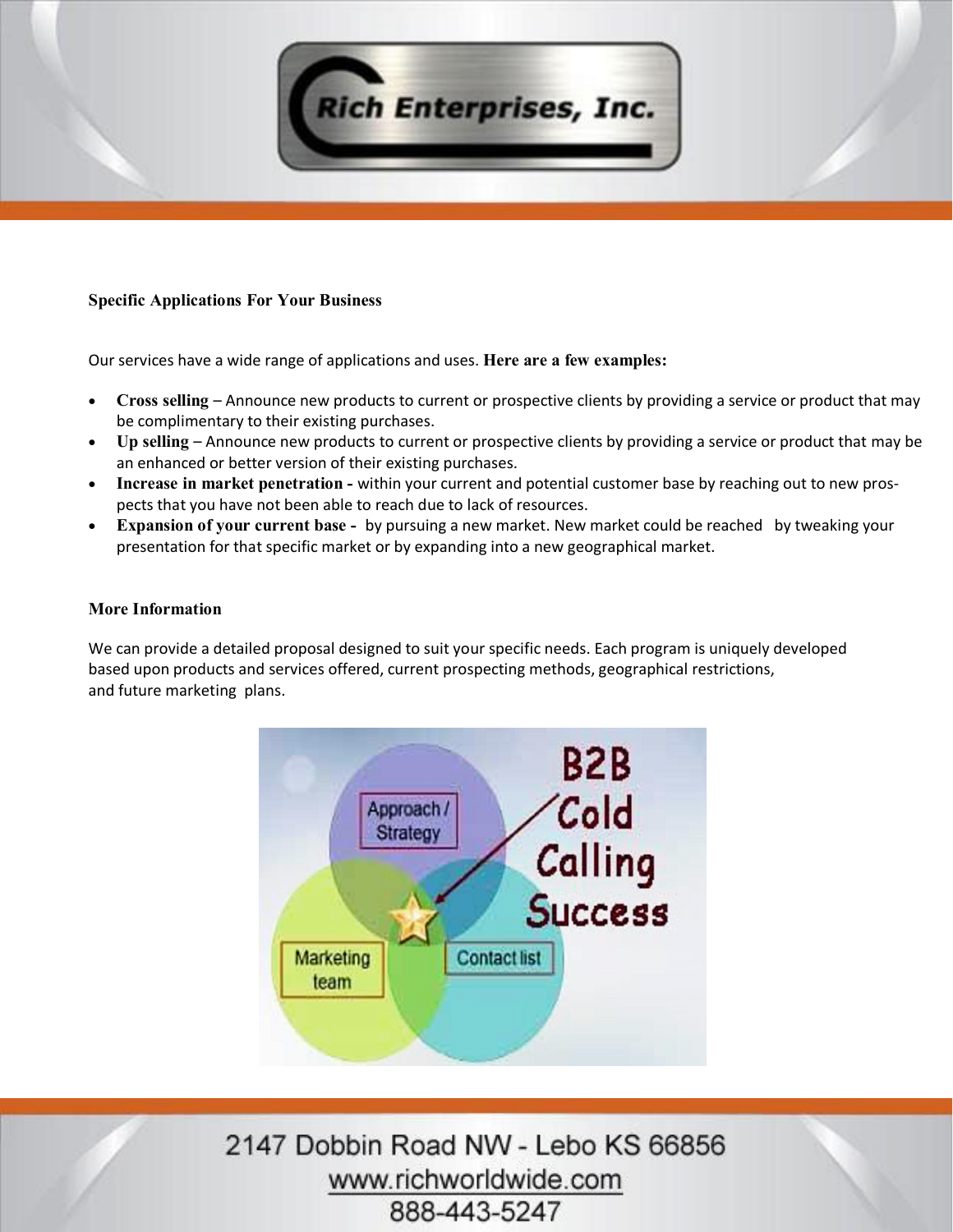### Specific Applications For Your Business

Our services have a wide range of applications and uses. **Here are a few examples:**

- **Cross selling** – Announce new products to current or prospective clients by providing a service or product that may be complimentary to their existing purchases.
- **Up selling** – Announce new products to current or prospective clients by providing a service or product that may be an enhanced or better version of their existing purchases.
- **Increase in market penetration -** within your current and potential customer base by reaching out to new prospects that you have not been able to reach due to lack of resources.
- **Expansion of your current base -** by pursuing a new market. New market could be reached by tweaking your presentation for that specific market or by expanding into a new geographical market.

### More Information

We can provide a detailed proposal designed to suit your specific needs. Each program is uniquely developed based upon products and services offered, current prospecting methods, geographical restrictions, and future marketing plans.

Approach / Strategy

Marketing team

Contact list

B2B Cold Calling Success

2147 Dobbin Road NW - Lebo KS 66856
www.richworldwide.com
888-443-5247